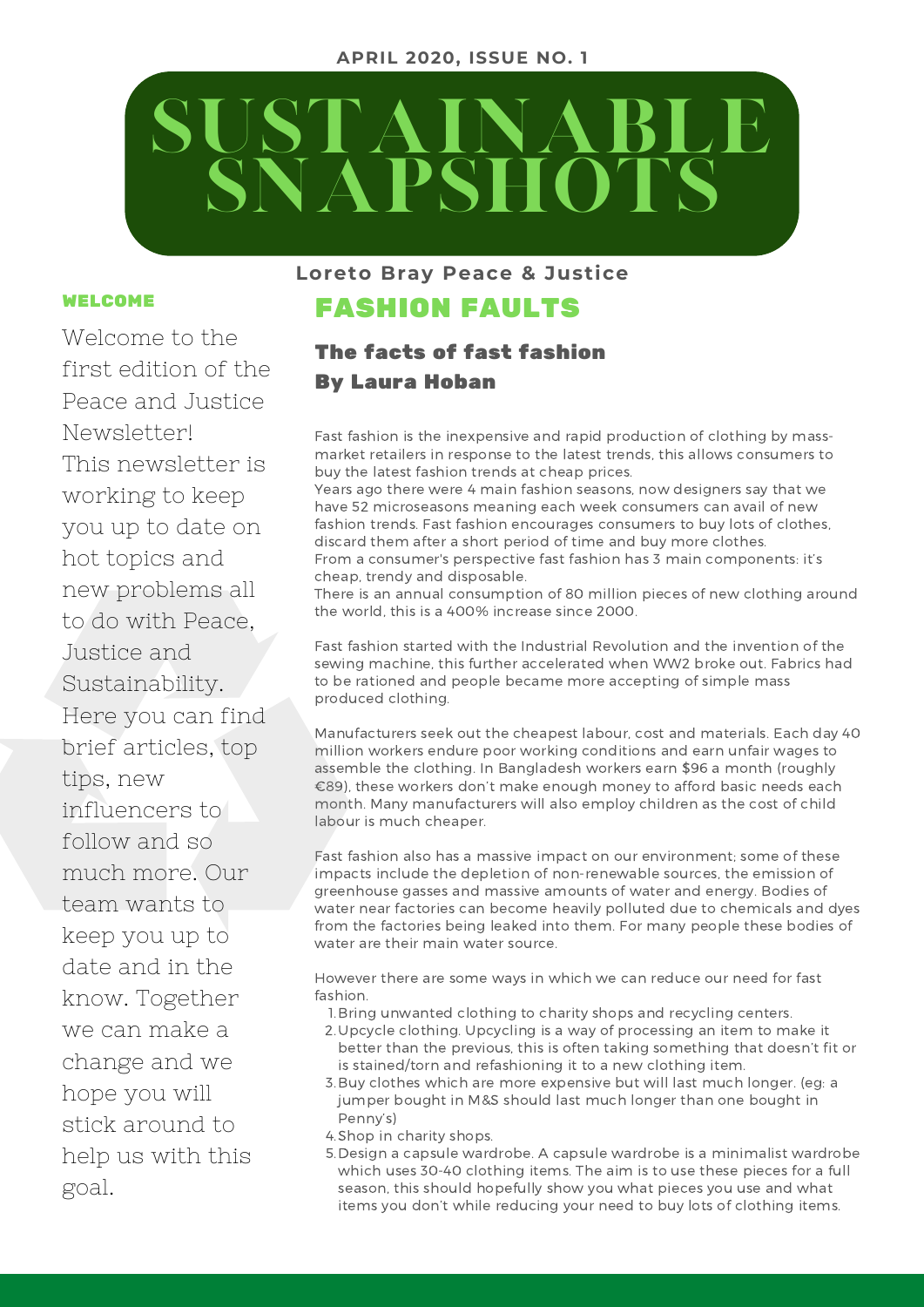APRIL 2020, ISSUE NO. 1

# SUSTAINABLE SNAPSHOTS

Loreto Bray Peace & Justice

## WELCOME

Welcome to the first edition of the Peace and Justice Newsletter! This newsletter is working to keep you up to date on hot topics and new problems all to do with Peace, Justice and Sustainability. Here you can find brief articles, top tips, new influencers to follow and so much more. Our team wants to keep you up to date and in the know. Together we can make a change and we hope you will stick around to help us with this goal.

## FASHION FAULTS

### The facts of fast fashion
### By Laura Hoban

Fast fashion is the inexpensive and rapid production of clothing by mass-market retailers in response to the latest trends, this allows consumers to buy the latest fashion trends at cheap prices.
Years ago there were 4 main fashion seasons, now designers say that we have 52 microseasons meaning each week consumers can avail of new fashion trends. Fast fashion encourages consumers to buy lots of clothes, discard them after a short period of time and buy more clothes.
From a consumer's perspective fast fashion has 3 main components: it's cheap, trendy and disposable.
There is an annual consumption of 80 million pieces of new clothing around the world, this is a 400% increase since 2000.

Fast fashion started with the Industrial Revolution and the invention of the sewing machine, this further accelerated when WW2 broke out. Fabrics had to be rationed and people became more accepting of simple mass produced clothing.

Manufacturers seek out the cheapest labour, cost and materials. Each day 40 million workers endure poor working conditions and earn unfair wages to assemble the clothing. In Bangladesh workers earn $96 a month (roughly €89), these workers don't make enough money to afford basic needs each month. Many manufacturers will also employ children as the cost of child labour is much cheaper.

Fast fashion also has a massive impact on our environment; some of these impacts include the depletion of non-renewable sources, the emission of greenhouse gasses and massive amounts of water and energy. Bodies of water near factories can become heavily polluted due to chemicals and dyes from the factories being leaked into them. For many people these bodies of water are their main water source.

However there are some ways in which we can reduce our need for fast fashion.

1. Bring unwanted clothing to charity shops and recycling centers.
2. Upcycle clothing. Upcycling is a way of processing an item to make it better than the previous, this is often taking something that doesn't fit or is stained/torn and refashioning it to a new clothing item.
3. Buy clothes which are more expensive but will last much longer. (eg: a jumper bought in M&S should last much longer than one bought in Penny's)
4. Shop in charity shops.
5. Design a capsule wardrobe. A capsule wardrobe is a minimalist wardrobe which uses 30-40 clothing items. The aim is to use these pieces for a full season, this should hopefully show you what pieces you use and what items you don't while reducing your need to buy lots of clothing items.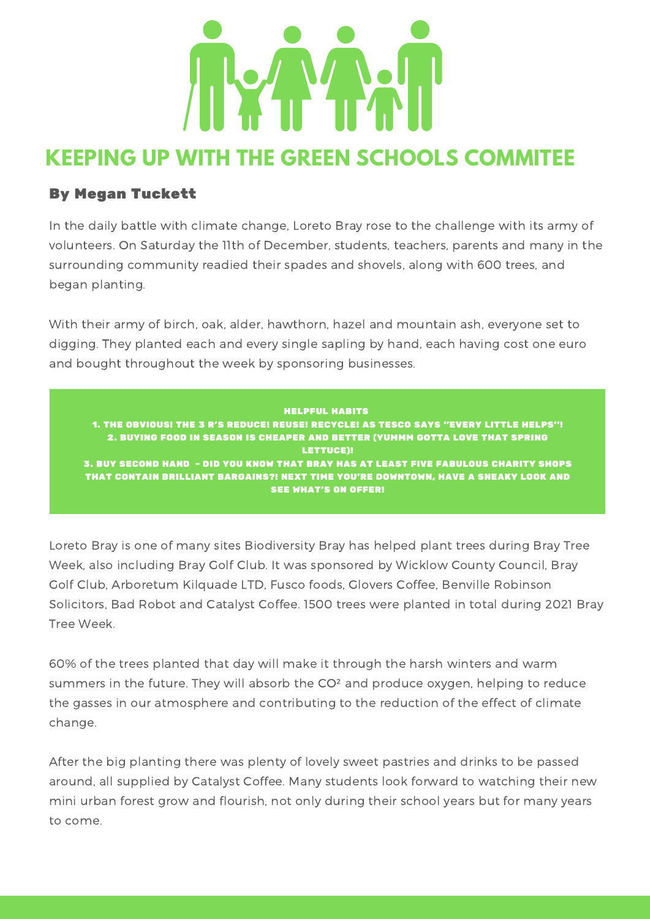# KEEPING UP WITH THE GREEN SCHOOLS COMMITEE

### By Megan Tuckett

In the daily battle with climate change, Loreto Bray rose to the challenge with its army of volunteers. On Saturday the 11th of December, students, teachers, parents and many in the surrounding community readied their spades and shovels, along with 600 trees, and began planting.

With their army of birch, oak, alder, hawthorn, hazel and mountain ash, everyone set to digging. They planted each and every single sapling by hand, each having cost one euro and bought throughout the week by sponsoring businesses.

**HELPFUL HABITS**

**1. THE OBVIOUS! THE 3 R'S REDUCE! REUSE! RECYCLE! AS TESCO SAYS "EVERY LITTLE HELPS"!**
**2. BUYING FOOD IN SEASON IS CHEAPER AND BETTER (YUMMM GOTTA LOVE THAT SPRING LETTUCE)!**
**3. BUY SECOND HAND - DID YOU KNOW THAT BRAY HAS AT LEAST FIVE FABULOUS CHARITY SHOPS THAT CONTAIN BRILLIANT BARGAINS?! NEXT TIME YOU'RE DOWNTOWN, HAVE A SNEAKY LOOK AND SEE WHAT'S ON OFFER!**

Loreto Bray is one of many sites Biodiversity Bray has helped plant trees during Bray Tree Week, also including Bray Golf Club. It was sponsored by Wicklow County Council, Bray Golf Club, Arboretum Kilquade LTD, Fusco foods, Glovers Coffee, Benville Robinson Solicitors, Bad Robot and Catalyst Coffee. 1500 trees were planted in total during 2021 Bray Tree Week.

60% of the trees planted that day will make it through the harsh winters and warm summers in the future. They will absorb the $CO^2$ and produce oxygen, helping to reduce the gasses in our atmosphere and contributing to the reduction of the effect of climate change.

After the big planting there was plenty of lovely sweet pastries and drinks to be passed around, all supplied by Catalyst Coffee. Many students look forward to watching their new mini urban forest grow and flourish, not only during their school years but for many years to come.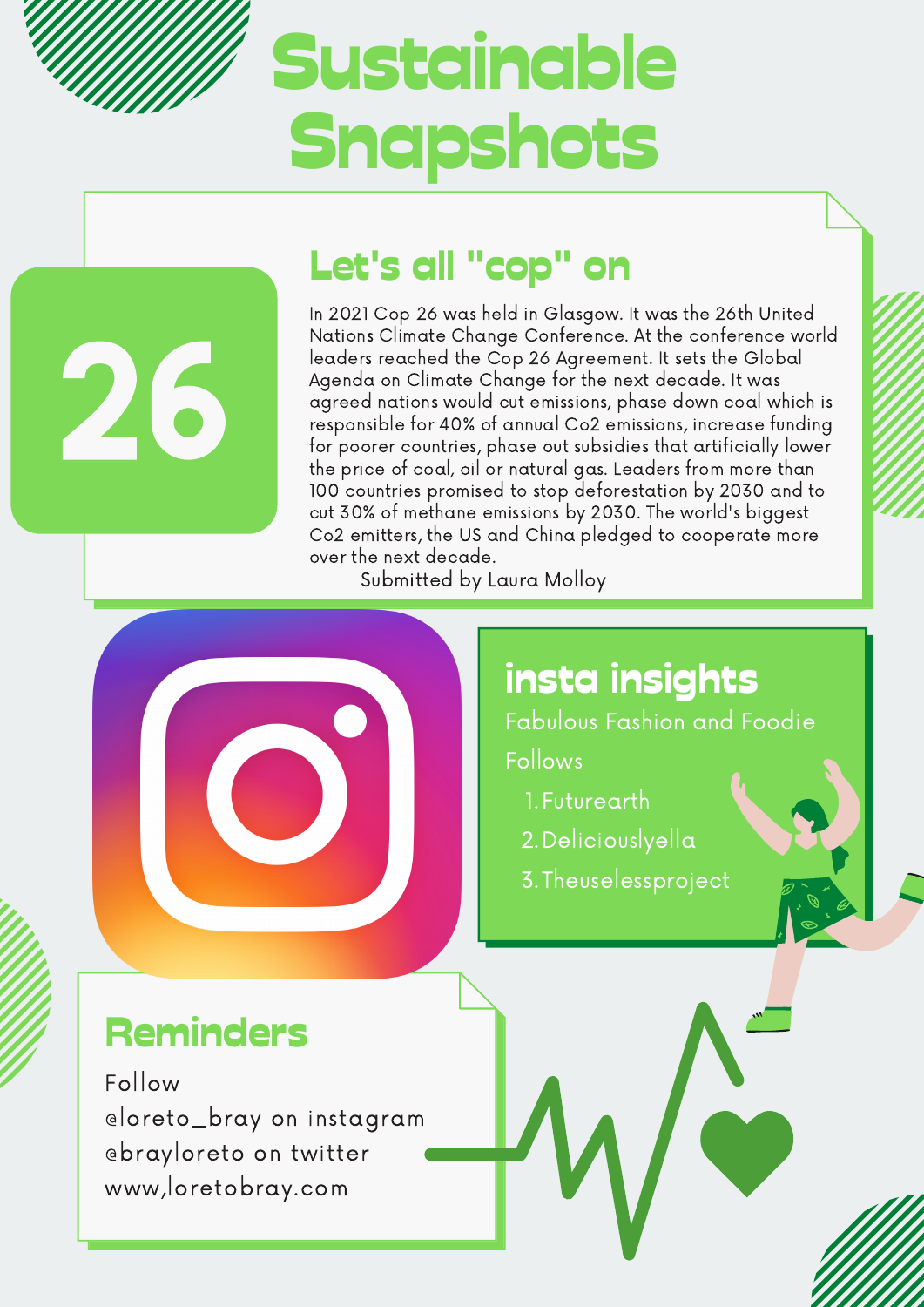# Sustainable Snapshots

## Let's all "cop" on

26

In 2021 Cop 26 was held in Glasgow. It was the 26th United Nations Climate Change Conference. At the conference world leaders reached the Cop 26 Agreement. It sets the Global Agenda on Climate Change for the next decade. It was agreed nations would cut emissions, phase down coal which is responsible for 40% of annual Co2 emissions, increase funding for poorer countries, phase out subsidies that artificially lower the price of coal, oil or natural gas. Leaders from more than 100 countries promised to stop deforestation by 2030 and to cut 30% of methane emissions by 2030. The world's biggest Co2 emitters, the US and China pledged to cooperate more over the next decade.

Submitted by Laura Molloy

## insta insights

Fabulous Fashion and Foodie Follows

1. Futurearth
2. Deliciouslyella
3. Theuselessproject

## Reminders

Follow
@loreto_bray on instagram
@brayloreto on twitter
www,loretobray.com